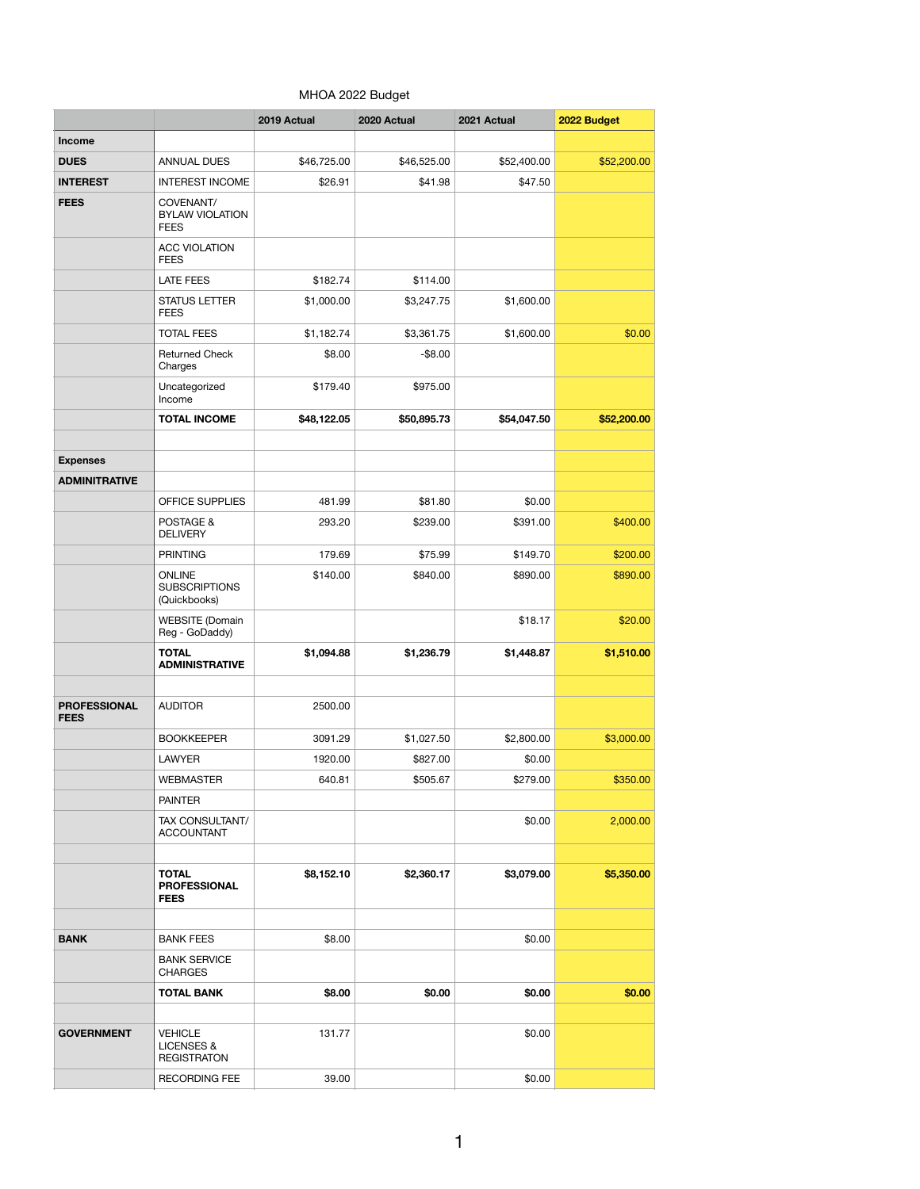MHOA 2022 Budget

| | | 2019 Actual | 2020 Actual | 2021 Actual | 2022 Budget |
|---|---|---|---|---|---|
| **Income** | | | | | |
| **DUES** | ANNUAL DUES | $46,725.00 | $46,525.00 | $52,400.00 | $52,200.00 |
| **INTEREST** | INTEREST INCOME | $26.91 | $41.98 | $47.50 | |
| **FEES** | COVENANT/ BYLAW VIOLATION FEES | | | | |
| | ACC VIOLATION FEES | | | | |
| | LATE FEES | $182.74 | $114.00 | | |
| | STATUS LETTER FEES | $1,000.00 | $3,247.75 | $1,600.00 | |
| | TOTAL FEES | $1,182.74 | $3,361.75 | $1,600.00 | $0.00 |
| | Returned Check Charges | $8.00 | -$8.00 | | |
| | Uncategorized Income | $179.40 | $975.00 | | |
| | **TOTAL INCOME** | **$48,122.05** | **$50,895.73** | **$54,047.50** | **$52,200.00** |
| | | | | | |
| **Expenses** | | | | | |
| **ADMINITRATIVE** | | | | | |
| | OFFICE SUPPLIES | 481.99 | $81.80 | $0.00 | |
| | POSTAGE & DELIVERY | 293.20 | $239.00 | $391.00 | $400.00 |
| | PRINTING | 179.69 | $75.99 | $149.70 | $200.00 |
| | ONLINE SUBSCRIPTIONS (Quickbooks) | $140.00 | $840.00 | $890.00 | $890.00 |
| | WEBSITE (Domain Reg - GoDaddy) | | | $18.17 | $20.00 |
| | **TOTAL ADMINISTRATIVE** | **$1,094.88** | **$1,236.79** | **$1,448.87** | **$1,510.00** |
| | | | | | |
| **PROFESSIONAL FEES** | AUDITOR | 2500.00 | | | |
| | BOOKKEEPER | 3091.29 | $1,027.50 | $2,800.00 | $3,000.00 |
| | LAWYER | 1920.00 | $827.00 | $0.00 | |
| | WEBMASTER | 640.81 | $505.67 | $279.00 | $350.00 |
| | PAINTER | | | | |
| | TAX CONSULTANT/ ACCOUNTANT | | | $0.00 | 2,000.00 |
| | | | | | |
| | **TOTAL PROFESSIONAL FEES** | **$8,152.10** | **$2,360.17** | **$3,079.00** | **$5,350.00** |
| | | | | | |
| **BANK** | BANK FEES | $8.00 | | $0.00 | |
| | BANK SERVICE CHARGES | | | | |
| | **TOTAL BANK** | **$8.00** | **$0.00** | **$0.00** | **$0.00** |
| | | | | | |
| **GOVERNMENT** | VEHICLE LICENSES & REGISTRATON | 131.77 | | $0.00 | |
| | RECORDING FEE | 39.00 | | $0.00 | |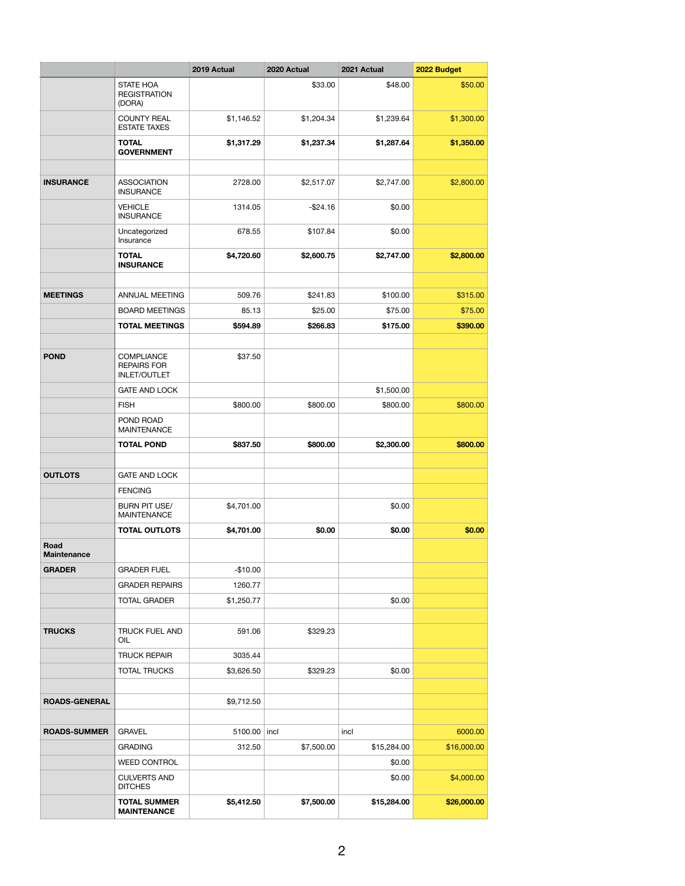| | | 2019 Actual | 2020 Actual | 2021 Actual | 2022 Budget |
|---|---|---|---|---|---|
| | STATE HOA REGISTRATION (DORA) | | $33.00 | $48.00 | $50.00 |
| | COUNTY REAL ESTATE TAXES | $1,146.52 | $1,204.34 | $1,239.64 | $1,300.00 |
| | **TOTAL GOVERNMENT** | **$1,317.29** | **$1,237.34** | **$1,287.64** | **$1,350.00** |
| | | | | | |
| **INSURANCE** | ASSOCIATION INSURANCE | 2728.00 | $2,517.07 | $2,747.00 | $2,800.00 |
| | VEHICLE INSURANCE | 1314.05 | -$24.16 | $0.00 | |
| | Uncategorized Insurance | 678.55 | $107.84 | $0.00 | |
| | **TOTAL INSURANCE** | **$4,720.60** | **$2,600.75** | **$2,747.00** | **$2,800.00** |
| | | | | | |
| **MEETINGS** | ANNUAL MEETING | 509.76 | $241.83 | $100.00 | $315.00 |
| | BOARD MEETINGS | 85.13 | $25.00 | $75.00 | $75.00 |
| | **TOTAL MEETINGS** | **$594.89** | **$266.83** | **$175.00** | **$390.00** |
| | | | | | |
| **POND** | COMPLIANCE REPAIRS FOR INLET/OUTLET | $37.50 | | | |
| | GATE AND LOCK | | | $1,500.00 | |
| | FISH | $800.00 | $800.00 | $800.00 | $800.00 |
| | POND ROAD MAINTENANCE | | | | |
| | **TOTAL POND** | **$837.50** | **$800.00** | **$2,300.00** | **$800.00** |
| | | | | | |
| **OUTLOTS** | GATE AND LOCK | | | | |
| | FENCING | | | | |
| | BURN PIT USE/ MAINTENANCE | $4,701.00 | | $0.00 | |
| | **TOTAL OUTLOTS** | **$4,701.00** | **$0.00** | **$0.00** | **$0.00** |
| **Road Maintenance** | | | | | |
| **GRADER** | GRADER FUEL | -$10.00 | | | |
| | GRADER REPAIRS | 1260.77 | | | |
| | TOTAL GRADER | $1,250.77 | | $0.00 | |
| | | | | | |
| **TRUCKS** | TRUCK FUEL AND OIL | 591.06 | $329.23 | | |
| | TRUCK REPAIR | 3035.44 | | | |
| | TOTAL TRUCKS | $3,626.50 | $329.23 | $0.00 | |
| | | | | | |
| **ROADS-GENERAL** | | $9,712.50 | | | |
| | | | | | |
| **ROADS-SUMMER** | GRAVEL | 5100.00 | incl | incl | 6000.00 |
| | GRADING | 312.50 | $7,500.00 | $15,284.00 | $16,000.00 |
| | WEED CONTROL | | | $0.00 | |
| | CULVERTS AND DITCHES | | | $0.00 | $4,000.00 |
| | **TOTAL SUMMER MAINTENANCE** | **$5,412.50** | **$7,500.00** | **$15,284.00** | **$26,000.00** |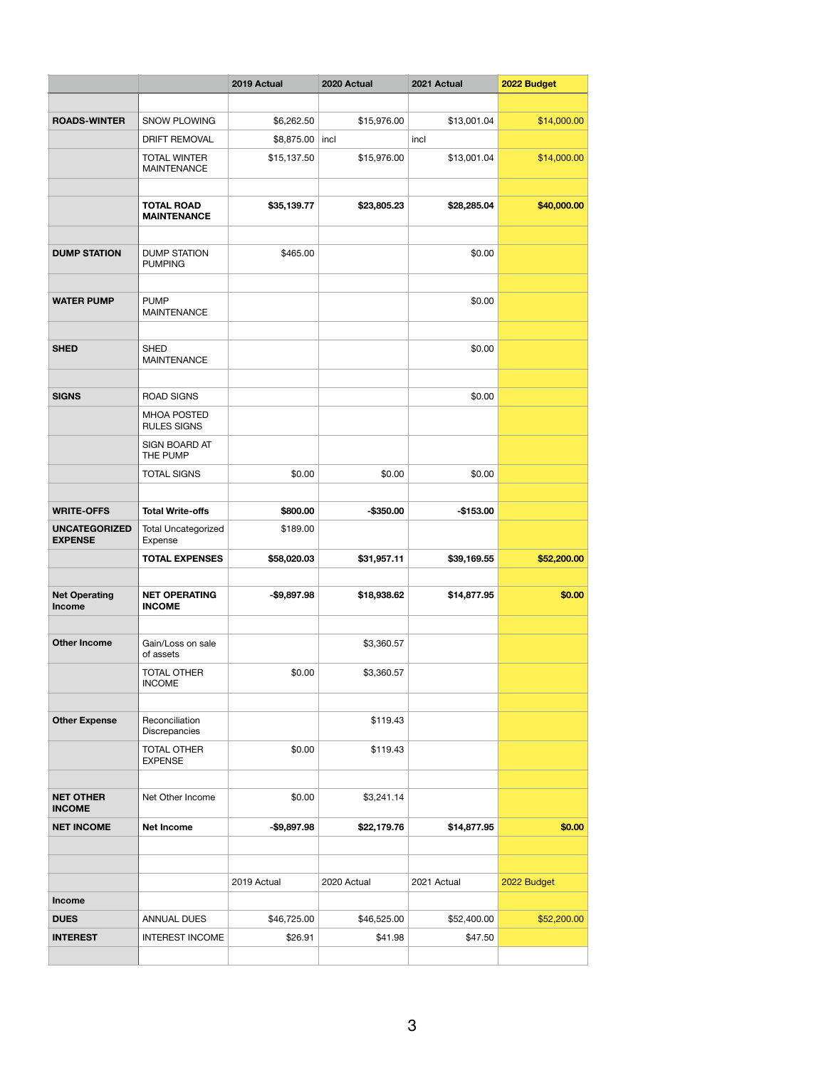| | | 2019 Actual | 2020 Actual | 2021 Actual | 2022 Budget |
|---|---|---|---|---|---|
| | | | | | |
| **ROADS-WINTER** | SNOW PLOWING | $6,262.50 | $15,976.00 | $13,001.04 | $14,000.00 |
| | DRIFT REMOVAL | $8,875.00 | incl | incl | |
| | TOTAL WINTER MAINTENANCE | $15,137.50 | $15,976.00 | $13,001.04 | $14,000.00 |
| | | | | | |
| | **TOTAL ROAD MAINTENANCE** | **$35,139.77** | **$23,805.23** | **$28,285.04** | **$40,000.00** |
| | | | | | |
| **DUMP STATION** | DUMP STATION PUMPING | $465.00 | | $0.00 | |
| | | | | | |
| **WATER PUMP** | PUMP MAINTENANCE | | | $0.00 | |
| | | | | | |
| **SHED** | SHED MAINTENANCE | | | $0.00 | |
| | | | | | |
| **SIGNS** | ROAD SIGNS | | | $0.00 | |
| | MHOA POSTED RULES SIGNS | | | | |
| | SIGN BOARD AT THE PUMP | | | | |
| | TOTAL SIGNS | $0.00 | $0.00 | $0.00 | |
| | | | | | |
| **WRITE-OFFS** | **Total Write-offs** | **$800.00** | **-$350.00** | **-$153.00** | |
| **UNCATEGORIZED EXPENSE** | Total Uncategorized Expense | $189.00 | | | |
| | **TOTAL EXPENSES** | **$58,020.03** | **$31,957.11** | **$39,169.55** | **$52,200.00** |
| | | | | | |
| **Net Operating Income** | **NET OPERATING INCOME** | **-$9,897.98** | **$18,938.62** | **$14,877.95** | **$0.00** |
| | | | | | |
| **Other Income** | Gain/Loss on sale of assets | | $3,360.57 | | |
| | TOTAL OTHER INCOME | $0.00 | $3,360.57 | | |
| | | | | | |
| **Other Expense** | Reconciliation Discrepancies | | $119.43 | | |
| | TOTAL OTHER EXPENSE | $0.00 | $119.43 | | |
| | | | | | |
| **NET OTHER INCOME** | Net Other Income | $0.00 | $3,241.14 | | |
| **NET INCOME** | **Net Income** | **-$9,897.98** | **$22,179.76** | **$14,877.95** | **$0.00** |
| | | | | | |
| | | | | | |
| | | 2019 Actual | 2020 Actual | 2021 Actual | 2022 Budget |
| **Income** | | | | | |
| **DUES** | ANNUAL DUES | $46,725.00 | $46,525.00 | $52,400.00 | $52,200.00 |
| **INTEREST** | INTEREST INCOME | $26.91 | $41.98 | $47.50 | |
| | | | | | |